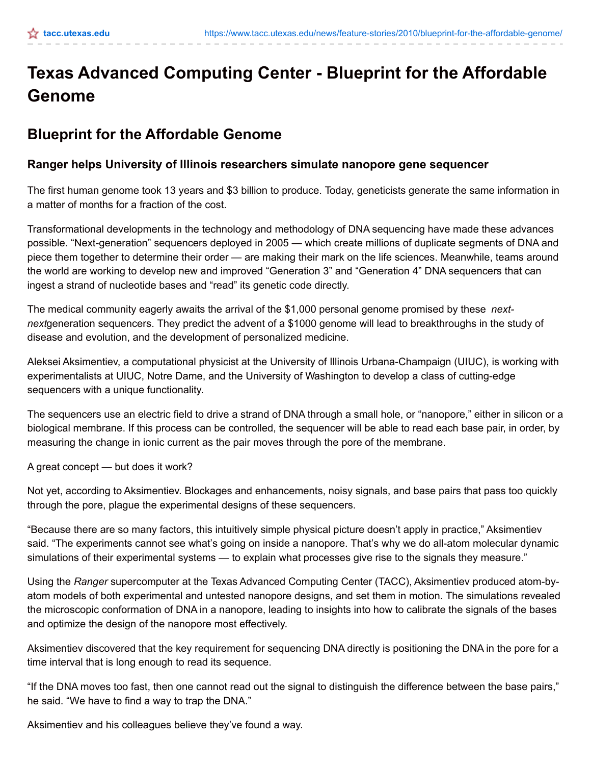# Texas Advanced Computing Center - Blueprint for the Affordable Genome

## Blueprint for the Affordable Genome

### Ranger helps University of Illinois researchers simulate nanopore gene sequencer

The first human genome took 13 years and $3 billion to produce. Today, geneticists generate the same information in a matter of months for a fraction of the cost.

Transformational developments in the technology and methodology of DNA sequencing have made these advances possible. “Next-generation” sequencers deployed in 2005 — which create millions of duplicate segments of DNA and piece them together to determine their order — are making their mark on the life sciences. Meanwhile, teams around the world are working to develop new and improved “Generation 3” and “Generation 4” DNA sequencers that can ingest a strand of nucleotide bases and “read” its genetic code directly.

The medical community eagerly awaits the arrival of the $1,000 personal genome promised by these *next-next*generation sequencers. They predict the advent of a $1000 genome will lead to breakthroughs in the study of disease and evolution, and the development of personalized medicine.

Aleksei Aksimentiev, a computational physicist at the University of Illinois Urbana-Champaign (UIUC), is working with experimentalists at UIUC, Notre Dame, and the University of Washington to develop a class of cutting-edge sequencers with a unique functionality.

The sequencers use an electric field to drive a strand of DNA through a small hole, or “nanopore,” either in silicon or a biological membrane. If this process can be controlled, the sequencer will be able to read each base pair, in order, by measuring the change in ionic current as the pair moves through the pore of the membrane.

A great concept — but does it work?

Not yet, according to Aksimentiev. Blockages and enhancements, noisy signals, and base pairs that pass too quickly through the pore, plague the experimental designs of these sequencers.

“Because there are so many factors, this intuitively simple physical picture doesn’t apply in practice,” Aksimentiev said. “The experiments cannot see what’s going on inside a nanopore. That’s why we do all-atom molecular dynamic simulations of their experimental systems — to explain what processes give rise to the signals they measure.”

Using the *Ranger* supercomputer at the Texas Advanced Computing Center (TACC), Aksimentiev produced atom-by-atom models of both experimental and untested nanopore designs, and set them in motion. The simulations revealed the microscopic conformation of DNA in a nanopore, leading to insights into how to calibrate the signals of the bases and optimize the design of the nanopore most effectively.

Aksimentiev discovered that the key requirement for sequencing DNA directly is positioning the DNA in the pore for a time interval that is long enough to read its sequence.

“If the DNA moves too fast, then one cannot read out the signal to distinguish the difference between the base pairs,” he said. “We have to find a way to trap the DNA.”

Aksimentiev and his colleagues believe they’ve found a way.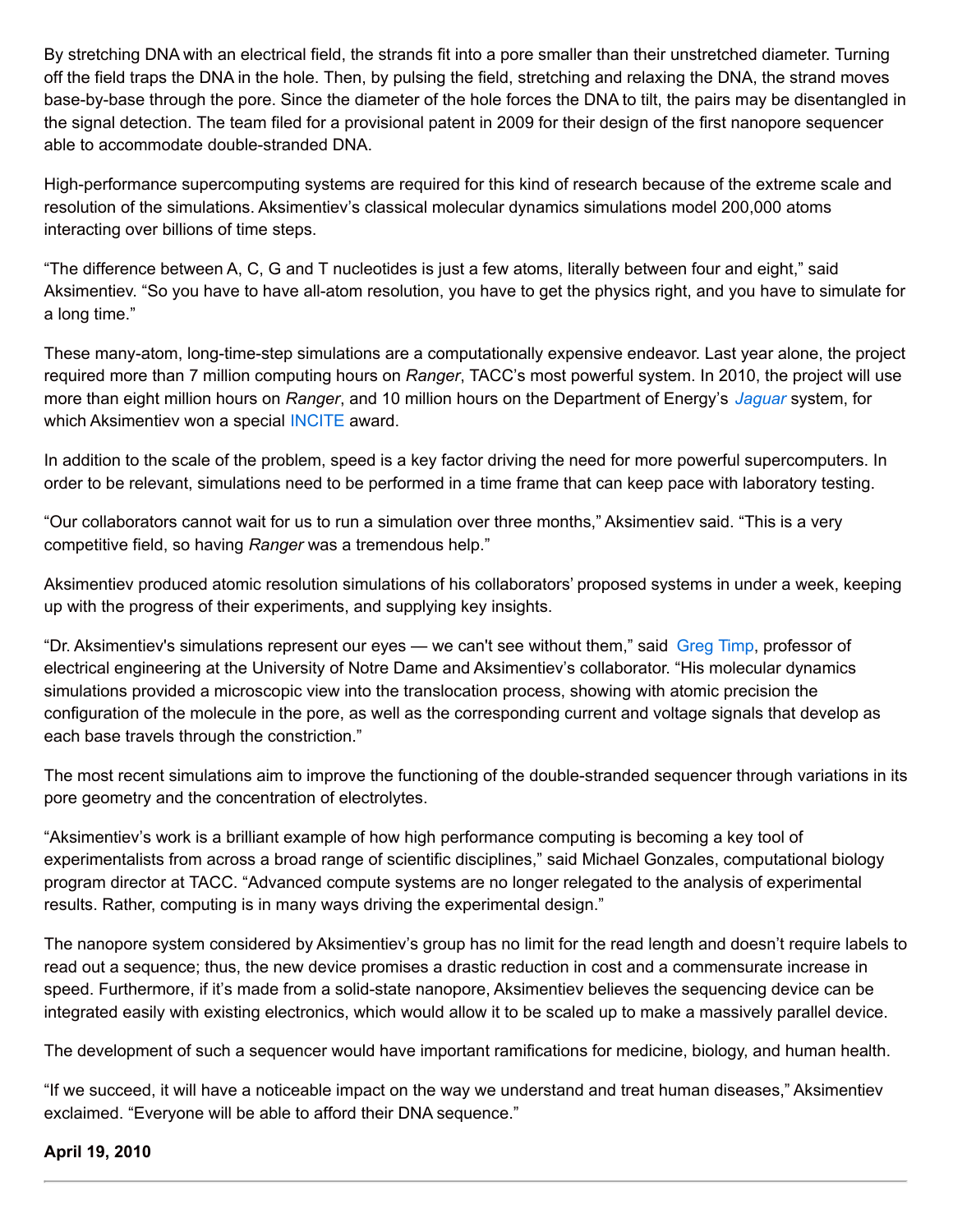By stretching DNA with an electrical field, the strands fit into a pore smaller than their unstretched diameter. Turning off the field traps the DNA in the hole. Then, by pulsing the field, stretching and relaxing the DNA, the strand moves base-by-base through the pore. Since the diameter of the hole forces the DNA to tilt, the pairs may be disentangled in the signal detection. The team filed for a provisional patent in 2009 for their design of the first nanopore sequencer able to accommodate double-stranded DNA.

High-performance supercomputing systems are required for this kind of research because of the extreme scale and resolution of the simulations. Aksimentiev's classical molecular dynamics simulations model 200,000 atoms interacting over billions of time steps.

"The difference between A, C, G and T nucleotides is just a few atoms, literally between four and eight," said Aksimentiev. "So you have to have all-atom resolution, you have to get the physics right, and you have to simulate for a long time."

These many-atom, long-time-step simulations are a computationally expensive endeavor. Last year alone, the project required more than 7 million computing hours on *Ranger*, TACC's most powerful system. In 2010, the project will use more than eight million hours on *Ranger*, and 10 million hours on the Department of Energy's *Jaguar* system, for which Aksimentiev won a special INCITE award.

In addition to the scale of the problem, speed is a key factor driving the need for more powerful supercomputers. In order to be relevant, simulations need to be performed in a time frame that can keep pace with laboratory testing.

"Our collaborators cannot wait for us to run a simulation over three months," Aksimentiev said. "This is a very competitive field, so having *Ranger* was a tremendous help."

Aksimentiev produced atomic resolution simulations of his collaborators' proposed systems in under a week, keeping up with the progress of their experiments, and supplying key insights.

"Dr. Aksimentiev's simulations represent our eyes — we can't see without them," said Greg Timp, professor of electrical engineering at the University of Notre Dame and Aksimentiev's collaborator. "His molecular dynamics simulations provided a microscopic view into the translocation process, showing with atomic precision the configuration of the molecule in the pore, as well as the corresponding current and voltage signals that develop as each base travels through the constriction."

The most recent simulations aim to improve the functioning of the double-stranded sequencer through variations in its pore geometry and the concentration of electrolytes.

"Aksimentiev's work is a brilliant example of how high performance computing is becoming a key tool of experimentalists from across a broad range of scientific disciplines," said Michael Gonzales, computational biology program director at TACC. "Advanced compute systems are no longer relegated to the analysis of experimental results. Rather, computing is in many ways driving the experimental design."

The nanopore system considered by Aksimentiev's group has no limit for the read length and doesn't require labels to read out a sequence; thus, the new device promises a drastic reduction in cost and a commensurate increase in speed. Furthermore, if it's made from a solid-state nanopore, Aksimentiev believes the sequencing device can be integrated easily with existing electronics, which would allow it to be scaled up to make a massively parallel device.

The development of such a sequencer would have important ramifications for medicine, biology, and human health.

"If we succeed, it will have a noticeable impact on the way we understand and treat human diseases," Aksimentiev exclaimed. "Everyone will be able to afford their DNA sequence."

**April 19, 2010**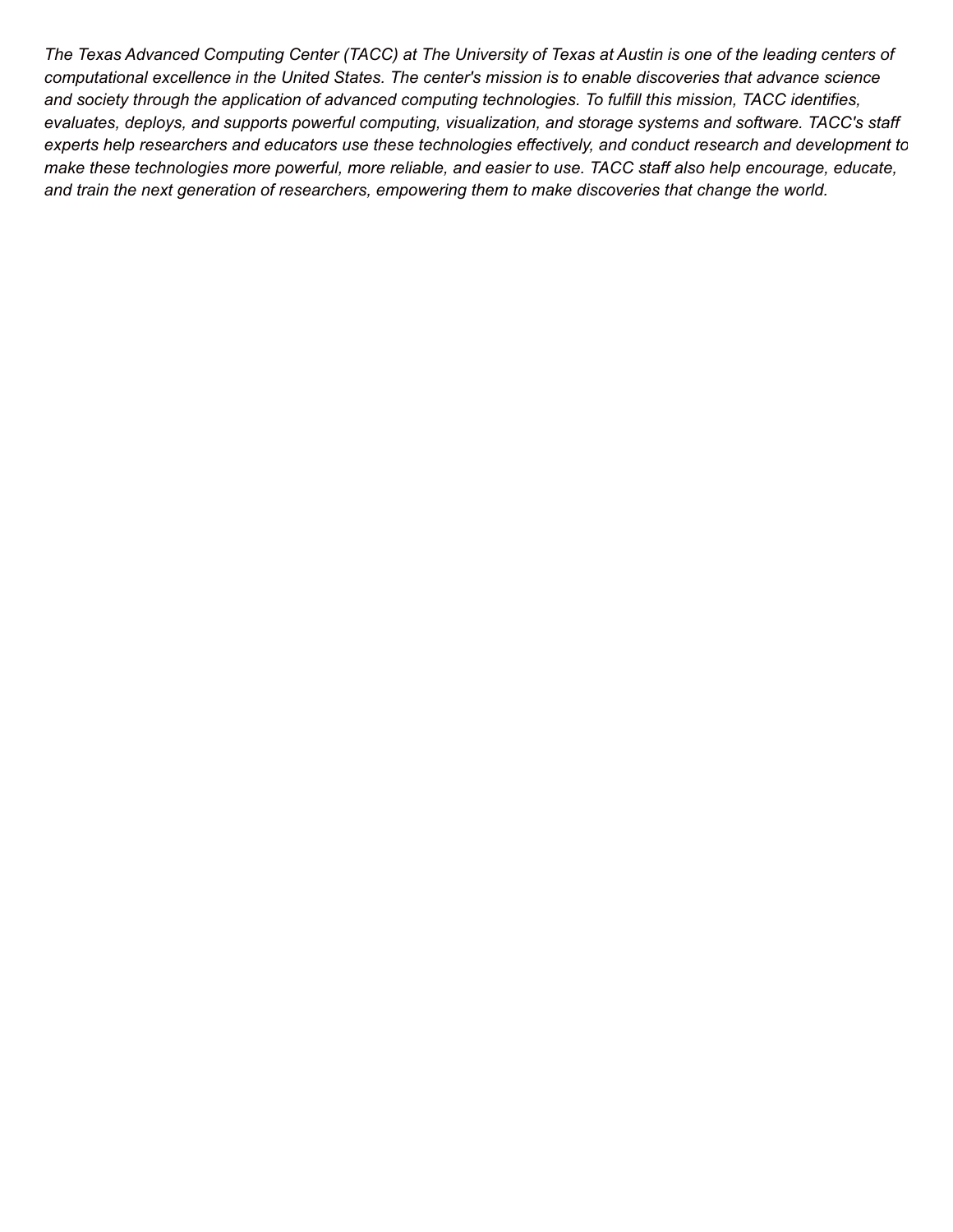*The Texas Advanced Computing Center (TACC) at The University of Texas at Austin is one of the leading centers of computational excellence in the United States. The center's mission is to enable discoveries that advance science and society through the application of advanced computing technologies. To fulfill this mission, TACC identifies, evaluates, deploys, and supports powerful computing, visualization, and storage systems and software. TACC's staff experts help researchers and educators use these technologies effectively, and conduct research and development to make these technologies more powerful, more reliable, and easier to use. TACC staff also help encourage, educate, and train the next generation of researchers, empowering them to make discoveries that change the world.*